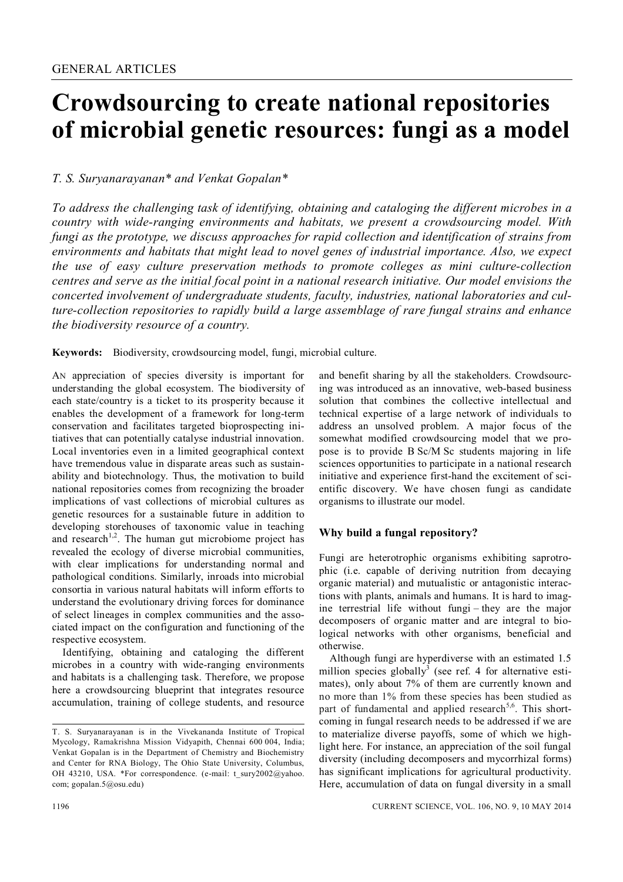GENERAL ARTICLES

# Crowdsourcing to create national repositories of microbial genetic resources: fungi as a model

*T. S. Suryanarayanan\* and Venkat Gopalan\**

*To address the challenging task of identifying, obtaining and cataloging the different microbes in a country with wide-ranging environments and habitats, we present a crowdsourcing model. With fungi as the prototype, we discuss approaches for rapid collection and identification of strains from environments and habitats that might lead to novel genes of industrial importance. Also, we expect the use of easy culture preservation methods to promote colleges as mini culture-collection centres and serve as the initial focal point in a national research initiative. Our model envisions the concerted involvement of undergraduate students, faculty, industries, national laboratories and culture-collection repositories to rapidly build a large assemblage of rare fungal strains and enhance the biodiversity resource of a country.*

**Keywords:** Biodiversity, crowdsourcing model, fungi, microbial culture.

An appreciation of species diversity is important for understanding the global ecosystem. The biodiversity of each state/country is a ticket to its prosperity because it enables the development of a framework for long-term conservation and facilitates targeted bioprospecting initiatives that can potentially catalyse industrial innovation. Local inventories even in a limited geographical context have tremendous value in disparate areas such as sustainability and biotechnology. Thus, the motivation to build national repositories comes from recognizing the broader implications of vast collections of microbial cultures as genetic resources for a sustainable future in addition to developing storehouses of taxonomic value in teaching and research[1,2]. The human gut microbiome project has revealed the ecology of diverse microbial communities, with clear implications for understanding normal and pathological conditions. Similarly, inroads into microbial consortia in various natural habitats will inform efforts to understand the evolutionary driving forces for dominance of select lineages in complex communities and the associated impact on the configuration and functioning of the respective ecosystem.

Identifying, obtaining and cataloging the different microbes in a country with wide-ranging environments and habitats is a challenging task. Therefore, we propose here a crowdsourcing blueprint that integrates resource accumulation, training of college students, and resource and benefit sharing by all the stakeholders. Crowdsourcing was introduced as an innovative, web-based business solution that combines the collective intellectual and technical expertise of a large network of individuals to address an unsolved problem. A major focus of the somewhat modified crowdsourcing model that we propose is to provide B Sc/M Sc students majoring in life sciences opportunities to participate in a national research initiative and experience first-hand the excitement of scientific discovery. We have chosen fungi as candidate organisms to illustrate our model.

## Why build a fungal repository?

Fungi are heterotrophic organisms exhibiting saprotrophic (i.e. capable of deriving nutrition from decaying organic material) and mutualistic or antagonistic interactions with plants, animals and humans. It is hard to imagine terrestrial life without fungi – they are the major decomposers of organic matter and are integral to biological networks with other organisms, beneficial and otherwise.

Although fungi are hyperdiverse with an estimated 1.5 million species globally[3] (see ref. 4 for alternative estimates), only about 7% of them are currently known and no more than 1% from these species has been studied as part of fundamental and applied research[5,6]. This shortcoming in fungal research needs to be addressed if we are to materialize diverse payoffs, some of which we highlight here. For instance, an appreciation of the soil fungal diversity (including decomposers and mycorrhizal forms) has significant implications for agricultural productivity. Here, accumulation of data on fungal diversity in a small

---

T. S. Suryanarayanan is in the Vivekananda Institute of Tropical Mycology, Ramakrishna Mission Vidyapith, Chennai 600 004, India; Venkat Gopalan is in the Department of Chemistry and Biochemistry and Center for RNA Biology, The Ohio State University, Columbus, OH 43210, USA. \*For correspondence. (e-mail: t_sury2002@yahoo.com; gopalan.5@osu.edu)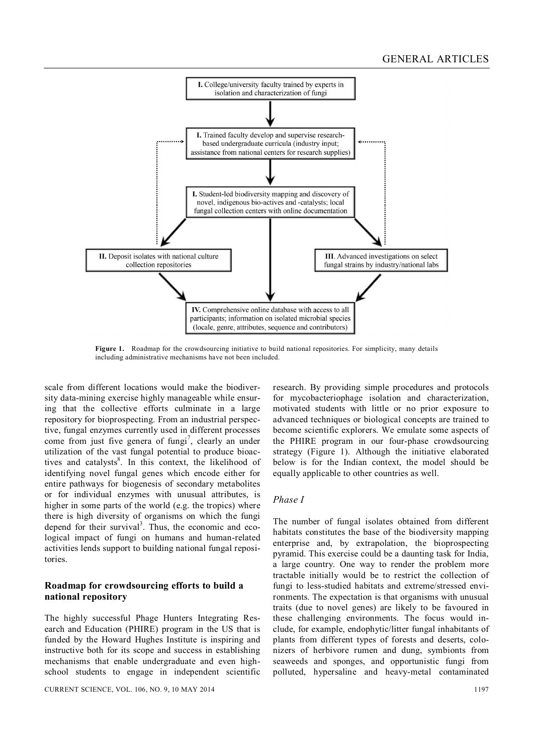I. College/university faculty trained by experts in isolation and characterization of fungi

I. Trained faculty develop and supervise research-based undergraduate curricula (industry input; assistance from national centers for research supplies)

I. Student-led biodiversity mapping and discovery of novel, indigenous bio-actives and -catalysts; local fungal collection centers with online documentation

II. Deposit isolates with national culture collection repositories

III. Advanced investigations on select fungal strains by industry/national labs

IV. Comprehensive online database with access to all participants; information on isolated microbial species (locale, genre, attributes, sequence and contributors)

**Figure 1.** Roadmap for the crowdsourcing initiative to build national repositories. For simplicity, many details including administrative mechanisms have not been included.

scale from different locations would make the biodiversity data-mining exercise highly manageable while ensuring that the collective efforts culminate in a large repository for bioprospecting. From an industrial perspective, fungal enzymes currently used in different processes come from just five genera of fungi[7], clearly an under utilization of the vast fungal potential to produce bioactives and catalysts[8]. In this context, the likelihood of identifying novel fungal genes which encode either for entire pathways for biogenesis of secondary metabolites or for individual enzymes with unusual attributes, is higher in some parts of the world (e.g. the tropics) where there is high diversity of organisms on which the fungi depend for their survival[3]. Thus, the economic and ecological impact of fungi on humans and human-related activities lends support to building national fungal repositories.

## Roadmap for crowdsourcing efforts to build a national repository

The highly successful Phage Hunters Integrating Research and Education (PHIRE) program in the US that is funded by the Howard Hughes Institute is inspiring and instructive both for its scope and success in establishing mechanisms that enable undergraduate and even high-school students to engage in independent scientific research. By providing simple procedures and protocols for mycobacteriophage isolation and characterization, motivated students with little or no prior exposure to advanced techniques or biological concepts are trained to become scientific explorers. We emulate some aspects of the PHIRE program in our four-phase crowdsourcing strategy (Figure 1). Although the initiative elaborated below is for the Indian context, the model should be equally applicable to other countries as well.

### *Phase I*

The number of fungal isolates obtained from different habitats constitutes the base of the biodiversity mapping enterprise and, by extrapolation, the bioprospecting pyramid. This exercise could be a daunting task for India, a large country. One way to render the problem more tractable initially would be to restrict the collection of fungi to less-studied habitats and extreme/stressed environments. The expectation is that organisms with unusual traits (due to novel genes) are likely to be favoured in these challenging environments. The focus would include, for example, endophytic/litter fungal inhabitants of plants from different types of forests and deserts, colonizers of herbivore rumen and dung, symbionts from seaweeds and sponges, and opportunistic fungi from polluted, hypersaline and heavy-metal contaminated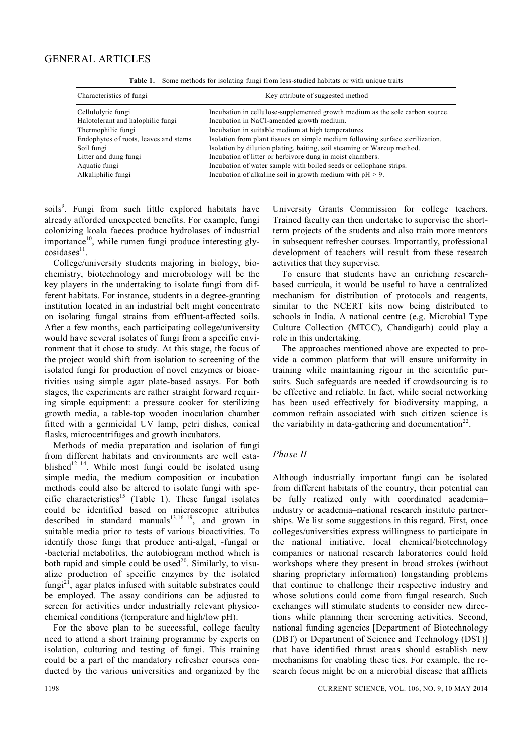**Table 1.** Some methods for isolating fungi from less-studied habitats or with unique traits

| Characteristics of fungi | Key attribute of suggested method |
|---|---|
| Cellulolytic fungi | Incubation in cellulose-supplemented growth medium as the sole carbon source. |
| Halotolerant and halophilic fungi | Incubation in NaCl-amended growth medium. |
| Thermophilic fungi | Incubation in suitable medium at high temperatures. |
| Endophytes of roots, leaves and stems | Isolation from plant tissues on simple medium following surface sterilization. |
| Soil fungi | Isolation by dilution plating, baiting, soil steaming or Warcup method. |
| Litter and dung fungi | Incubation of litter or herbivore dung in moist chambers. |
| Aquatic fungi | Incubation of water sample with boiled seeds or cellophane strips. |
| Alkaliphilic fungi | Incubation of alkaline soil in growth medium with $pH > 9$. |

soils[9]. Fungi from such little explored habitats have already afforded unexpected benefits. For example, fungi colonizing koala faeces produce hydrolases of industrial importance[10], while rumen fungi produce interesting glycosidases[11].

College/university students majoring in biology, biochemistry, biotechnology and microbiology will be the key players in the undertaking to isolate fungi from different habitats. For instance, students in a degree-granting institution located in an industrial belt might concentrate on isolating fungal strains from effluent-affected soils. After a few months, each participating college/university would have several isolates of fungi from a specific environment that it chose to study. At this stage, the focus of the project would shift from isolation to screening of the isolated fungi for production of novel enzymes or bioactivities using simple agar plate-based assays. For both stages, the experiments are rather straight forward requiring simple equipment: a pressure cooker for sterilizing growth media, a table-top wooden inoculation chamber fitted with a germicidal UV lamp, petri dishes, conical flasks, microcentrifuges and growth incubators.

Methods of media preparation and isolation of fungi from different habitats and environments are well established[12–14]. While most fungi could be isolated using simple media, the medium composition or incubation methods could also be altered to isolate fungi with specific characteristics[15] (Table 1). These fungal isolates could be identified based on microscopic attributes described in standard manuals[13,16–19], and grown in suitable media prior to tests of various bioactivities. To identify those fungi that produce anti-algal, -fungal or -bacterial metabolites, the autobiogram method which is both rapid and simple could be used[20]. Similarly, to visualize production of specific enzymes by the isolated fungi[21], agar plates infused with suitable substrates could be employed. The assay conditions can be adjusted to screen for activities under industrially relevant physicochemical conditions (temperature and high/low pH).

For the above plan to be successful, college faculty need to attend a short training programme by experts on isolation, culturing and testing of fungi. This training could be a part of the mandatory refresher courses conducted by the various universities and organized by the University Grants Commission for college teachers. Trained faculty can then undertake to supervise the short-term projects of the students and also train more mentors in subsequent refresher courses. Importantly, professional development of teachers will result from these research activities that they supervise.

To ensure that students have an enriching research-based curricula, it would be useful to have a centralized mechanism for distribution of protocols and reagents, similar to the NCERT kits now being distributed to schools in India. A national centre (e.g. Microbial Type Culture Collection (MTCC), Chandigarh) could play a role in this undertaking.

The approaches mentioned above are expected to provide a common platform that will ensure uniformity in training while maintaining rigour in the scientific pursuits. Such safeguards are needed if crowdsourcing is to be effective and reliable. In fact, while social networking has been used effectively for biodiversity mapping, a common refrain associated with such citizen science is the variability in data-gathering and documentation[22].

### *Phase II*

Although industrially important fungi can be isolated from different habitats of the country, their potential can be fully realized only with coordinated academia–industry or academia–national research institute partnerships. We list some suggestions in this regard. First, once colleges/universities express willingness to participate in the national initiative, local chemical/biotechnology companies or national research laboratories could hold workshops where they present in broad strokes (without sharing proprietary information) longstanding problems that continue to challenge their respective industry and whose solutions could come from fungal research. Such exchanges will stimulate students to consider new directions while planning their screening activities. Second, national funding agencies [Department of Biotechnology (DBT) or Department of Science and Technology (DST)] that have identified thrust areas should establish new mechanisms for enabling these ties. For example, the research focus might be on a microbial disease that afflicts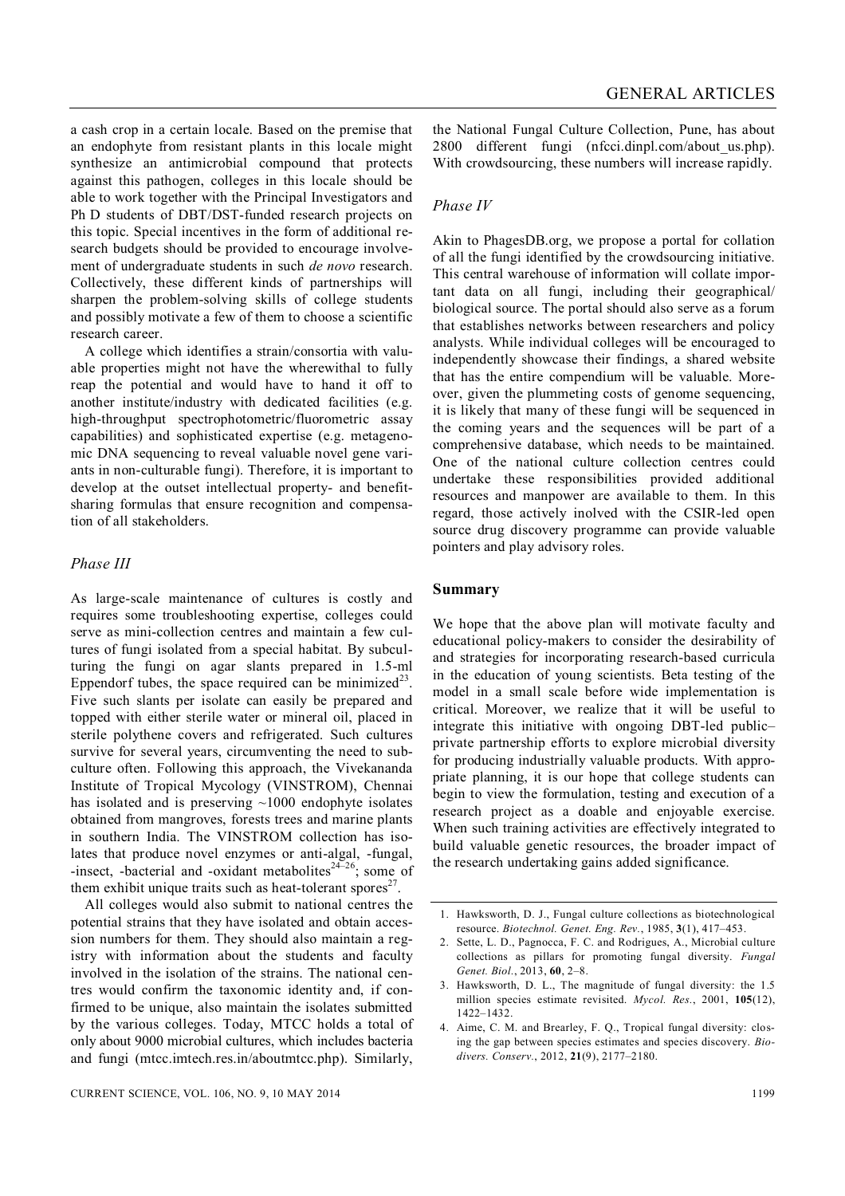a cash crop in a certain locale. Based on the premise that an endophyte from resistant plants in this locale might synthesize an antimicrobial compound that protects against this pathogen, colleges in this locale should be able to work together with the Principal Investigators and Ph D students of DBT/DST-funded research projects on this topic. Special incentives in the form of additional research budgets should be provided to encourage involvement of undergraduate students in such *de novo* research. Collectively, these different kinds of partnerships will sharpen the problem-solving skills of college students and possibly motivate a few of them to choose a scientific research career.

A college which identifies a strain/consortia with valuable properties might not have the wherewithal to fully reap the potential and would have to hand it off to another institute/industry with dedicated facilities (e.g. high-throughput spectrophotometric/fluorometric assay capabilities) and sophisticated expertise (e.g. metagenomic DNA sequencing to reveal valuable novel gene variants in non-culturable fungi). Therefore, it is important to develop at the outset intellectual property- and benefit-sharing formulas that ensure recognition and compensation of all stakeholders.

### *Phase III*

As large-scale maintenance of cultures is costly and requires some troubleshooting expertise, colleges could serve as mini-collection centres and maintain a few cultures of fungi isolated from a special habitat. By subculturing the fungi on agar slants prepared in 1.5-ml Eppendorf tubes, the space required can be minimized[23]. Five such slants per isolate can easily be prepared and topped with either sterile water or mineral oil, placed in sterile polythene covers and refrigerated. Such cultures survive for several years, circumventing the need to subculture often. Following this approach, the Vivekananda Institute of Tropical Mycology (VINSTROM), Chennai has isolated and is preserving ~1000 endophyte isolates obtained from mangroves, forests trees and marine plants in southern India. The VINSTROM collection has isolates that produce novel enzymes or anti-algal, -fungal, -insect, -bacterial and -oxidant metabolites[24–26]; some of them exhibit unique traits such as heat-tolerant spores[27].

All colleges would also submit to national centres the potential strains that they have isolated and obtain accession numbers for them. They should also maintain a registry with information about the students and faculty involved in the isolation of the strains. The national centres would confirm the taxonomic identity and, if confirmed to be unique, also maintain the isolates submitted by the various colleges. Today, MTCC holds a total of only about 9000 microbial cultures, which includes bacteria and fungi (mtcc.imtech.res.in/aboutmtcc.php). Similarly, the National Fungal Culture Collection, Pune, has about 2800 different fungi (nfcci.dinpl.com/about_us.php). With crowdsourcing, these numbers will increase rapidly.

### *Phase IV*

Akin to PhagesDB.org, we propose a portal for collation of all the fungi identified by the crowdsourcing initiative. This central warehouse of information will collate important data on all fungi, including their geographical/biological source. The portal should also serve as a forum that establishes networks between researchers and policy analysts. While individual colleges will be encouraged to independently showcase their findings, a shared website that has the entire compendium will be valuable. Moreover, given the plummeting costs of genome sequencing, it is likely that many of these fungi will be sequenced in the coming years and the sequences will be part of a comprehensive database, which needs to be maintained. One of the national culture collection centres could undertake these responsibilities provided additional resources and manpower are available to them. In this regard, those actively inolved with the CSIR-led open source drug discovery programme can provide valuable pointers and play advisory roles.

## Summary

We hope that the above plan will motivate faculty and educational policy-makers to consider the desirability of and strategies for incorporating research-based curricula in the education of young scientists. Beta testing of the model in a small scale before wide implementation is critical. Moreover, we realize that it will be useful to integrate this initiative with ongoing DBT-led public–private partnership efforts to explore microbial diversity for producing industrially valuable products. With appropriate planning, it is our hope that college students can begin to view the formulation, testing and execution of a research project as a doable and enjoyable exercise. When such training activities are effectively integrated to build valuable genetic resources, the broader impact of the research undertaking gains added significance.

1. Hawksworth, D. J., Fungal culture collections as biotechnological resource. *Biotechnol. Genet. Eng. Rev.*, 1985, **3**(1), 417–453.
2. Sette, L. D., Pagnocca, F. C. and Rodrigues, A., Microbial culture collections as pillars for promoting fungal diversity. *Fungal Genet. Biol.*, 2013, **60**, 2–8.
3. Hawksworth, D. L., The magnitude of fungal diversity: the 1.5 million species estimate revisited. *Mycol. Res.*, 2001, **105**(12), 1422–1432.
4. Aime, C. M. and Brearley, F. Q., Tropical fungal diversity: closing the gap between species estimates and species discovery. *Biodivers. Conserv.*, 2012, **21**(9), 2177–2180.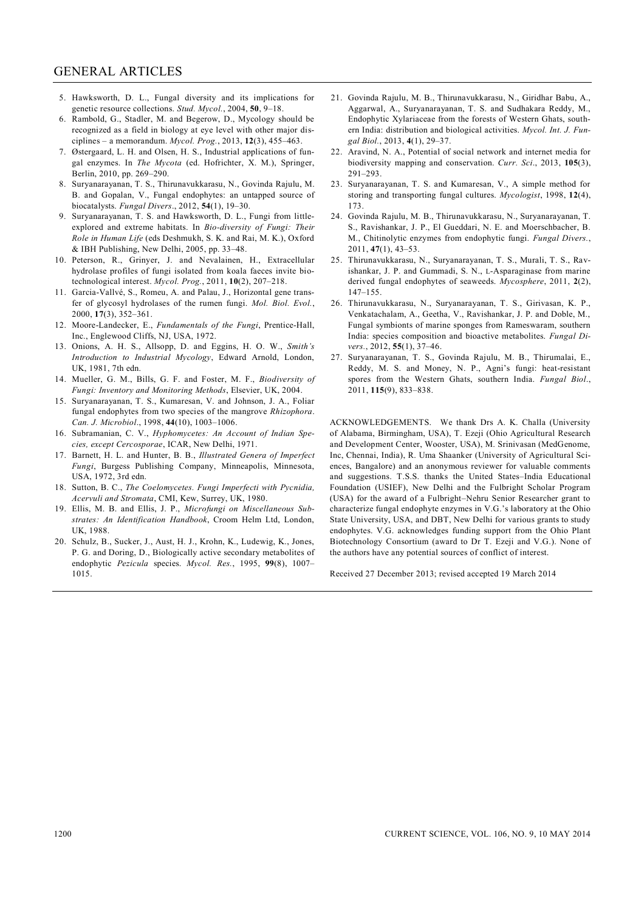5. Hawksworth, D. L., Fungal diversity and its implications for genetic resource collections. *Stud. Mycol.*, 2004, **50**, 9–18.
6. Rambold, G., Stadler, M. and Begerow, D., Mycology should be recognized as a field in biology at eye level with other major disciplines – a memorandum. *Mycol. Prog.*, 2013, **12**(3), 455–463.
7. Østergaard, L. H. and Olsen, H. S., Industrial applications of fungal enzymes. In *The Mycota* (ed. Hofrichter, X. M.), Springer, Berlin, 2010, pp. 269–290.
8. Suryanarayanan, T. S., Thirunavukkarasu, N., Govinda Rajulu, M. B. and Gopalan, V., Fungal endophytes: an untapped source of biocatalysts. *Fungal Divers*., 2012, **54**(1), 19–30.
9. Suryanarayanan, T. S. and Hawksworth, D. L., Fungi from little-explored and extreme habitats. In *Bio-diversity of Fungi: Their Role in Human Life* (eds Deshmukh, S. K. and Rai, M. K.), Oxford & IBH Publishing, New Delhi, 2005, pp. 33–48.
10. Peterson, R., Grinyer, J. and Nevalainen, H., Extracellular hydrolase profiles of fungi isolated from koala faeces invite biotechnological interest. *Mycol. Prog.*, 2011, **10**(2), 207–218.
11. Garcia-Vallvé, S., Romeu, A. and Palau, J., Horizontal gene transfer of glycosyl hydrolases of the rumen fungi. *Mol. Biol. Evol.*, 2000, **17**(3), 352–361.
12. Moore-Landecker, E., *Fundamentals of the Fungi*, Prentice-Hall, Inc., Englewood Cliffs, NJ, USA, 1972.
13. Onions, A. H. S., Allsopp, D. and Eggins, H. O. W., *Smith's Introduction to Industrial Mycology*, Edward Arnold, London, UK, 1981, 7th edn.
14. Mueller, G. M., Bills, G. F. and Foster, M. F., *Biodiversity of Fungi: Inventory and Monitoring Methods*, Elsevier, UK, 2004.
15. Suryanarayanan, T. S., Kumaresan, V. and Johnson, J. A., Foliar fungal endophytes from two species of the mangrove *Rhizophora*. *Can. J. Microbiol*., 1998, **44**(10), 1003–1006.
16. Subramanian, C. V., *Hyphomycetes: An Account of Indian Species, except Cercosporae*, ICAR, New Delhi, 1971.
17. Barnett, H. L. and Hunter, B. B., *Illustrated Genera of Imperfect Fungi*, Burgess Publishing Company, Minneapolis, Minnesota, USA, 1972, 3rd edn.
18. Sutton, B. C., *The Coelomycetes. Fungi Imperfecti with Pycnidia, Acervuli and Stromata*, CMI, Kew, Surrey, UK, 1980.
19. Ellis, M. B. and Ellis, J. P., *Microfungi on Miscellaneous Substrates: An Identification Handbook*, Croom Helm Ltd, London, UK, 1988.
20. Schulz, B., Sucker, J., Aust, H. J., Krohn, K., Ludewig, K., Jones, P. G. and Doring, D., Biologically active secondary metabolites of endophytic *Pezicula* species. *Mycol. Res.*, 1995, **99**(8), 1007–1015.
21. Govinda Rajulu, M. B., Thirunavukkarasu, N., Giridhar Babu, A., Aggarwal, A., Suryanarayanan, T. S. and Sudhakara Reddy, M., Endophytic Xylariaceae from the forests of Western Ghats, southern India: distribution and biological activities. *Mycol. Int. J. Fungal Biol.*, 2013, **4**(1), 29–37.
22. Aravind, N. A., Potential of social network and internet media for biodiversity mapping and conservation. *Curr. Sci*., 2013, **105**(3), 291–293.
23. Suryanarayanan, T. S. and Kumaresan, V., A simple method for storing and transporting fungal cultures. *Mycologist*, 1998, **12**(4), 173.
24. Govinda Rajulu, M. B., Thirunavukkarasu, N., Suryanarayanan, T. S., Ravishankar, J. P., El Gueddari, N. E. and Moerschbacher, B. M., Chitinolytic enzymes from endophytic fungi. *Fungal Divers.*, 2011, **47**(1), 43–53.
25. Thirunavukkarasu, N., Suryanarayanan, T. S., Murali, T. S., Ravishankar, J. P. and Gummadi, S. N., L-Asparaginase from marine derived fungal endophytes of seaweeds. *Mycosphere*, 2011, **2**(2), 147–155.
26. Thirunavukkarasu, N., Suryanarayanan, T. S., Girivasan, K. P., Venkatachalam, A., Geetha, V., Ravishankar, J. P. and Doble, M., Fungal symbionts of marine sponges from Rameswaram, southern India: species composition and bioactive metabolites. *Fungal Divers.*, 2012, **55**(1), 37–46.
27. Suryanarayanan, T. S., Govinda Rajulu, M. B., Thirumalai, E., Reddy, M. S. and Money, N. P., Agni's fungi: heat-resistant spores from the Western Ghats, southern India. *Fungal Biol*., 2011, **115**(9), 833–838.

ACKNOWLEDGEMENTS. We thank Drs A. K. Challa (University of Alabama, Birmingham, USA), T. Ezeji (Ohio Agricultural Research and Development Center, Wooster, USA), M. Srinivasan (MedGenome, Inc, Chennai, India), R. Uma Shaanker (University of Agricultural Sciences, Bangalore) and an anonymous reviewer for valuable comments and suggestions. T.S.S. thanks the United States–India Educational Foundation (USIEF), New Delhi and the Fulbright Scholar Program (USA) for the award of a Fulbright–Nehru Senior Researcher grant to characterize fungal endophyte enzymes in V.G.'s laboratory at the Ohio State University, USA, and DBT, New Delhi for various grants to study endophytes. V.G. acknowledges funding support from the Ohio Plant Biotechnology Consortium (award to Dr T. Ezeji and V.G.). None of the authors have any potential sources of conflict of interest.

Received 27 December 2013; revised accepted 19 March 2014